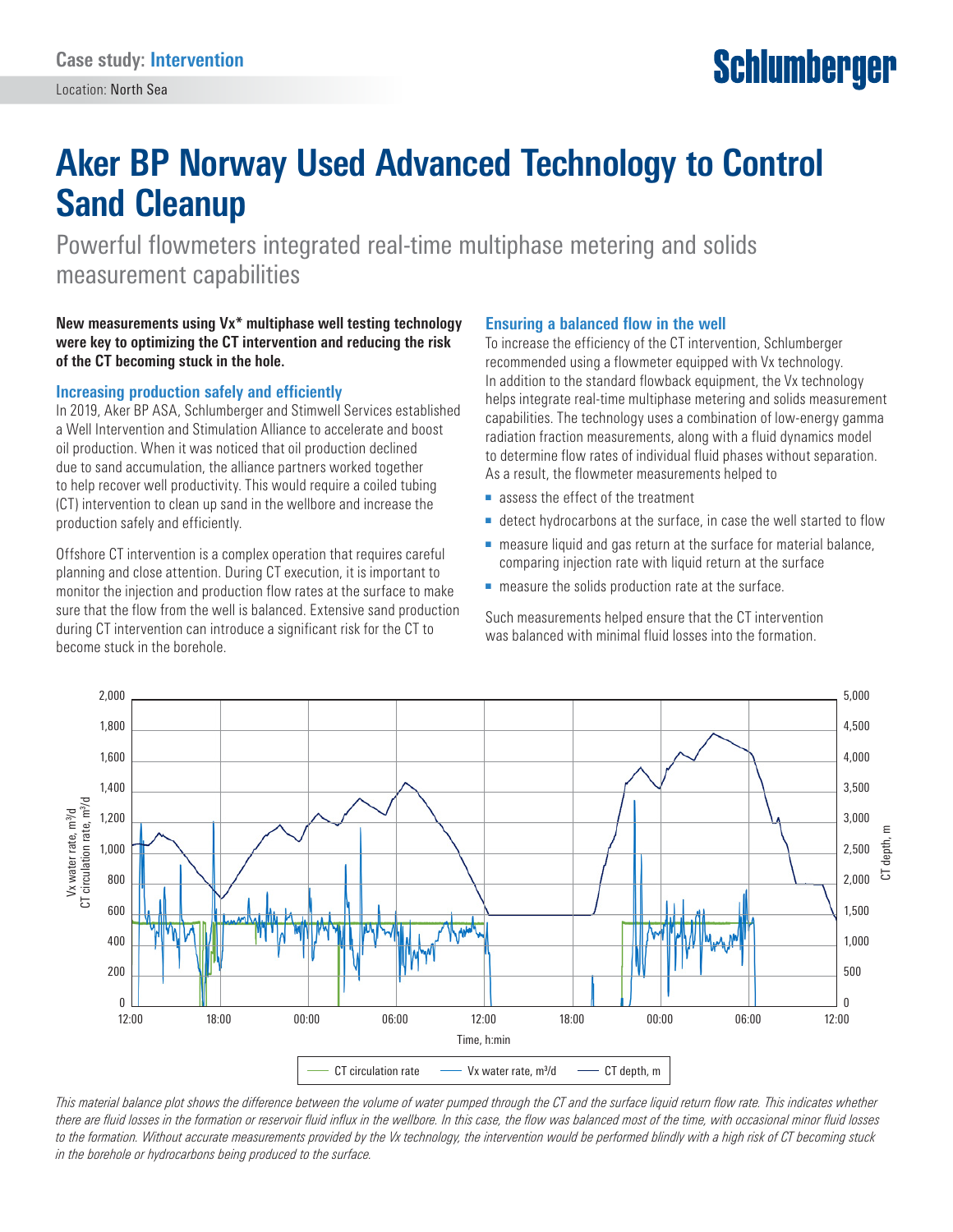Case study: **Intervention**

Location: North Sea

# Aker BP Norway Used Advanced Technology to Control Sand Cleanup

## Powerful flowmeters integrated real-time multiphase metering and solids measurement capabilities

**New measurements using Vx* multiphase well testing technology were key to optimizing the CT intervention and reducing the risk of the CT becoming stuck in the hole.**

### Increasing production safely and efficiently

In 2019, Aker BP ASA, Schlumberger and Stimwell Services established a Well Intervention and Stimulation Alliance to accelerate and boost oil production. When it was noticed that oil production declined due to sand accumulation, the alliance partners worked together to help recover well productivity. This would require a coiled tubing (CT) intervention to clean up sand in the wellbore and increase the production safely and efficiently.

Offshore CT intervention is a complex operation that requires careful planning and close attention. During CT execution, it is important to monitor the injection and production flow rates at the surface to make sure that the flow from the well is balanced. Extensive sand production during CT intervention can introduce a significant risk for the CT to become stuck in the borehole.

### Ensuring a balanced flow in the well

To increase the efficiency of the CT intervention, Schlumberger recommended using a flowmeter equipped with Vx technology. In addition to the standard flowback equipment, the Vx technology helps integrate real-time multiphase metering and solids measurement capabilities. The technology uses a combination of low-energy gamma radiation fraction measurements, along with a fluid dynamics model to determine flow rates of individual fluid phases without separation. As a result, the flowmeter measurements helped to

- assess the effect of the treatment
- detect hydrocarbons at the surface, in case the well started to flow
- measure liquid and gas return at the surface for material balance, comparing injection rate with liquid return at the surface
- measure the solids production rate at the surface.

Such measurements helped ensure that the CT intervention was balanced with minimal fluid losses into the formation.

*This material balance plot shows the difference between the volume of water pumped through the CT and the surface liquid return flow rate. This indicates whether there are fluid losses in the formation or reservoir fluid influx in the wellbore. In this case, the flow was balanced most of the time, with occasional minor fluid losses to the formation. Without accurate measurements provided by the Vx technology, the intervention would be performed blindly with a high risk of CT becoming stuck in the borehole or hydrocarbons being produced to the surface.*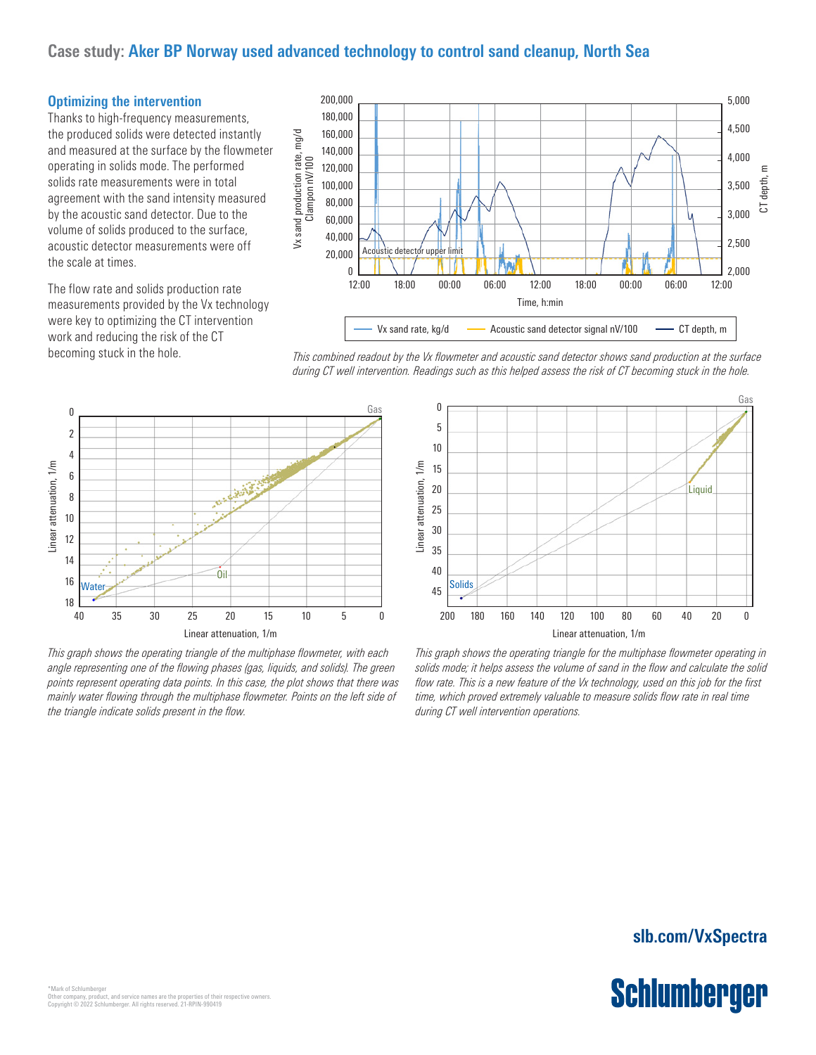## Case study: Aker BP Norway used advanced technology to control sand cleanup, North Sea

### Optimizing the intervention

Thanks to high-frequency measurements, the produced solids were detected instantly and measured at the surface by the flowmeter operating in solids mode. The performed solids rate measurements were in total agreement with the sand intensity measured by the acoustic sand detector. Due to the volume of solids produced to the surface, acoustic detector measurements were off the scale at times.

The flow rate and solids production rate measurements provided by the Vx technology were key to optimizing the CT intervention work and reducing the risk of the CT becoming stuck in the hole.

Vx sand production rate, mg/d
Clampon nV/100
200,000
180,000
160,000
140,000
120,000
100,000
80,000
60,000
40,000
20,000
0
Acoustic detector upper limit
12:00 18:00 00:00 06:00 12:00 18:00 00:00 06:00 12:00
Time, h:min
CT depth, m
5,000
4,500
4,000
3,500
3,000
2,500
2,000
Vx sand rate, kg/d — Acoustic sand detector signal nV/100 — CT depth, m

*This combined readout by the Vx flowmeter and acoustic sand detector shows sand production at the surface during CT well intervention. Readings such as this helped assess the risk of CT becoming stuck in the hole.*

Linear attenuation, 1/m
0 2 4 6 8 10 12 14 16 18
Gas
Water
Oil
40 35 30 25 20 15 10 5 0
Linear attenuation, 1/m

*This graph shows the operating triangle of the multiphase flowmeter, with each angle representing one of the flowing phases (gas, liquids, and solids). The green points represent operating data points. In this case, the plot shows that there was mainly water flowing through the multiphase flowmeter. Points on the left side of the triangle indicate solids present in the flow.*

Linear attenuation, 1/m
0 5 10 15 20 25 30 35 40 45
Gas
Liquid
Solids
200 180 160 140 120 100 80 60 40 20 0
Linear attenuation, 1/m

*This graph shows the operating triangle for the multiphase flowmeter operating in solids mode; it helps assess the volume of sand in the flow and calculate the solid flow rate. This is a new feature of the Vx technology, used on this job for the first time, which proved extremely valuable to measure solids flow rate in real time during CT well intervention operations.*

**slb.com/VxSpectra**

*Mark of Schlumberger
Other company, product, and service names are the properties of their respective owners.
Copyright © 2022 Schlumberger. All rights reserved. 21-RPIN-990419

**Schlumberger**